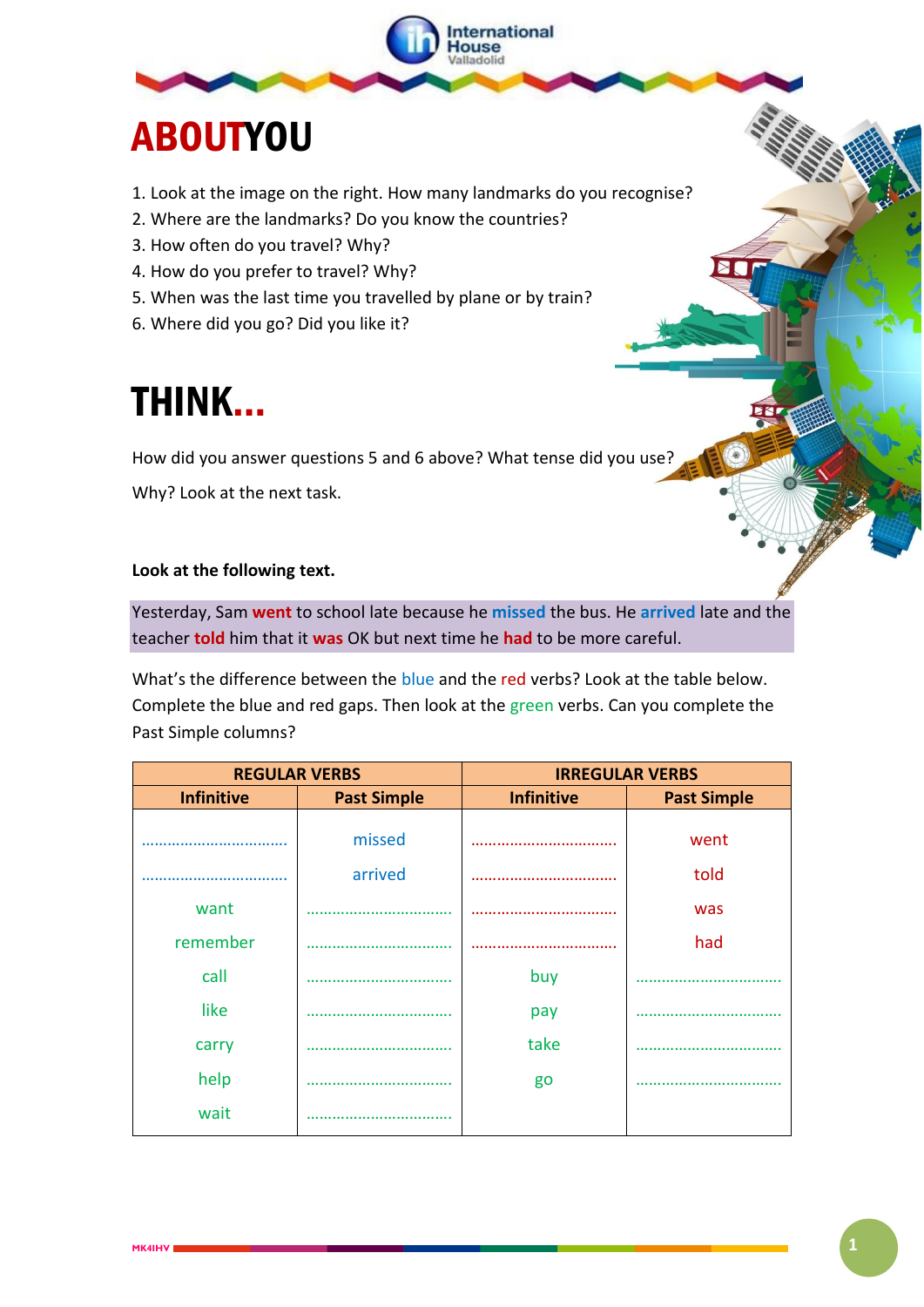# ABOUT YOU

1. Look at the image on the right. How many landmarks do you recognise?
2. Where are the landmarks? Do you know the countries?
3. How often do you travel? Why?
4. How do you prefer to travel? Why?
5. When was the last time you travelled by plane or by train?
6. Where did you go? Did you like it?

# THINK...

How did you answer questions 5 and 6 above? What tense did you use?

Why? Look at the next task.

**Look at the following text.**

Yesterday, Sam **went** to school late because he **missed** the bus. He **arrived** late and the teacher **told** him that it **was** OK but next time he **had** to be more careful.

What's the difference between the blue and the red verbs? Look at the table below. Complete the blue and red gaps. Then look at the green verbs. Can you complete the Past Simple columns?

| REGULAR VERBS | | IRREGULAR VERBS | |
|---|---|---|---|
| Infinitive | Past Simple | Infinitive | Past Simple |
| ................................ | missed | ................................ | went |
| ................................ | arrived | ................................ | told |
| want | ................................ | ................................ | was |
| remember | ................................ | ................................ | had |
| call | ................................ | buy | ................................ |
| like | ................................ | pay | ................................ |
| carry | ................................ | take | ................................ |
| help | ................................ | go | ................................ |
| wait | ................................ | | |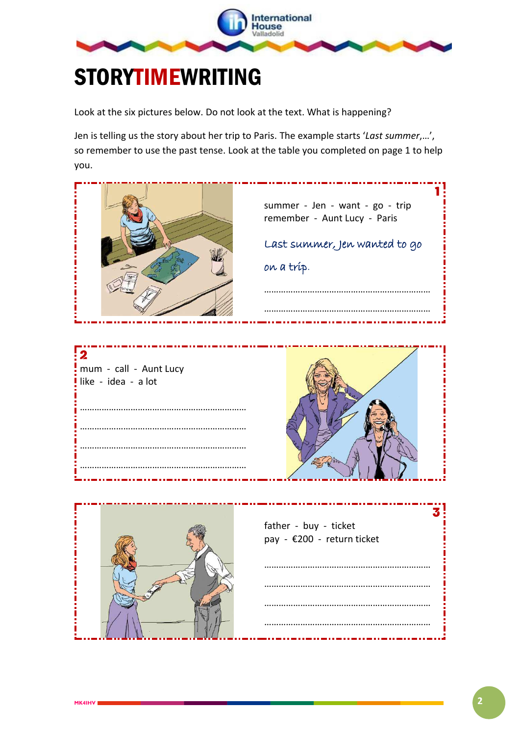# STORYTIMEWRITING

Look at the six pictures below. Do not look at the text. What is happening?

Jen is telling us the story about her trip to Paris. The example starts '*Last summer,...*', so remember to use the past tense. Look at the table you completed on page 1 to help you.

**1**

summer - Jen - want - go - trip
remember - Aunt Lucy - Paris

*Last summer, Jen wanted to go on a trip.*

……………………………………………………………

……………………………………………………………

**2**

mum - call - Aunt Lucy
like - idea - a lot

……………………………………………………………

……………………………………………………………

……………………………………………………………

……………………………………………………………

**3**

father - buy - ticket
pay - €200 - return ticket

……………………………………………………………

……………………………………………………………

……………………………………………………………

……………………………………………………………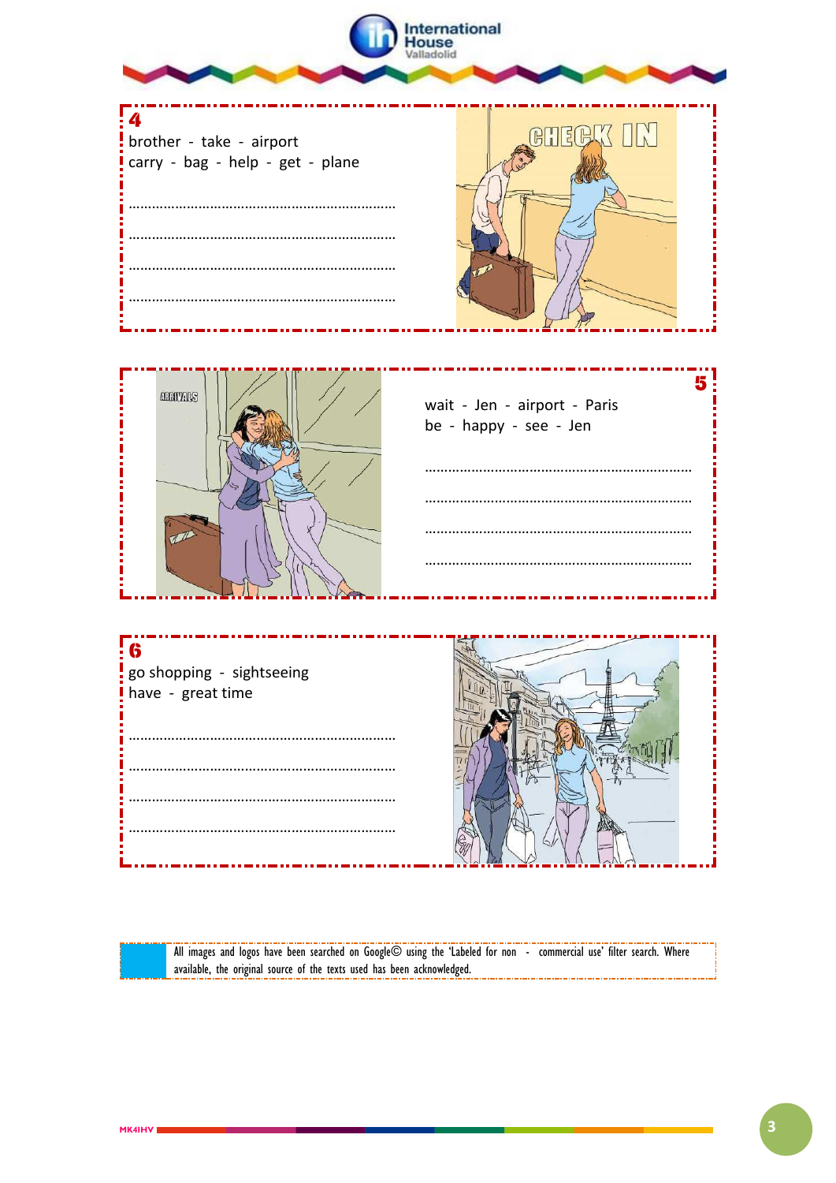## 4

brother - take - airport
carry - bag - help - get - plane

…………………………………………………………

…………………………………………………………

…………………………………………………………

…………………………………………………………

## 5

wait - Jen - airport - Paris
be - happy - see - Jen

…………………………………………………………

…………………………………………………………

…………………………………………………………

…………………………………………………………

## 6

go shopping - sightseeing
have - great time

…………………………………………………………

…………………………………………………………

…………………………………………………………

…………………………………………………………

All images and logos have been searched on Google© using the 'Labeled for non - commercial use' filter search. Where available, the original source of the texts used has been acknowledged.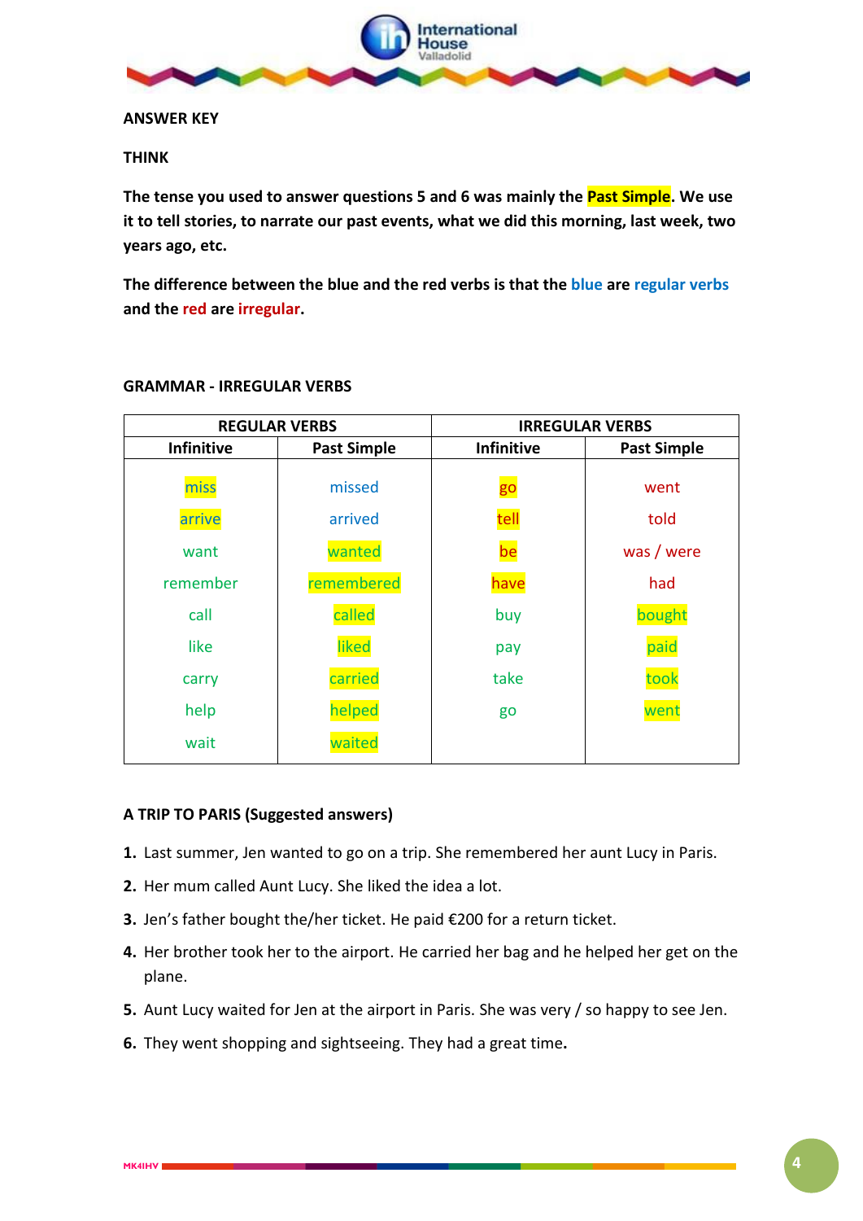**ANSWER KEY**

**THINK**

**The tense you used to answer questions 5 and 6 was mainly the Past Simple. We use it to tell stories, to narrate our past events, what we did this morning, last week, two years ago, etc.**

**The difference between the blue and the red verbs is that the blue are regular verbs and the red are irregular.**

**GRAMMAR - IRREGULAR VERBS**

| REGULAR VERBS | | IRREGULAR VERBS | |
|---|---|---|---|
| **Infinitive** | **Past Simple** | **Infinitive** | **Past Simple** |
| miss | missed | go | went |
| arrive | arrived | tell | told |
| want | wanted | be | was / were |
| remember | remembered | have | had |
| call | called | buy | bought |
| like | liked | pay | paid |
| carry | carried | take | took |
| help | helped | go | went |
| wait | waited | | |

**A TRIP TO PARIS (Suggested answers)**

1. Last summer, Jen wanted to go on a trip. She remembered her aunt Lucy in Paris.
2. Her mum called Aunt Lucy. She liked the idea a lot.
3. Jen's father bought the/her ticket. He paid €200 for a return ticket.
4. Her brother took her to the airport. He carried her bag and he helped her get on the plane.
5. Aunt Lucy waited for Jen at the airport in Paris. She was very / so happy to see Jen.
6. They went shopping and sightseeing. They had a great time.